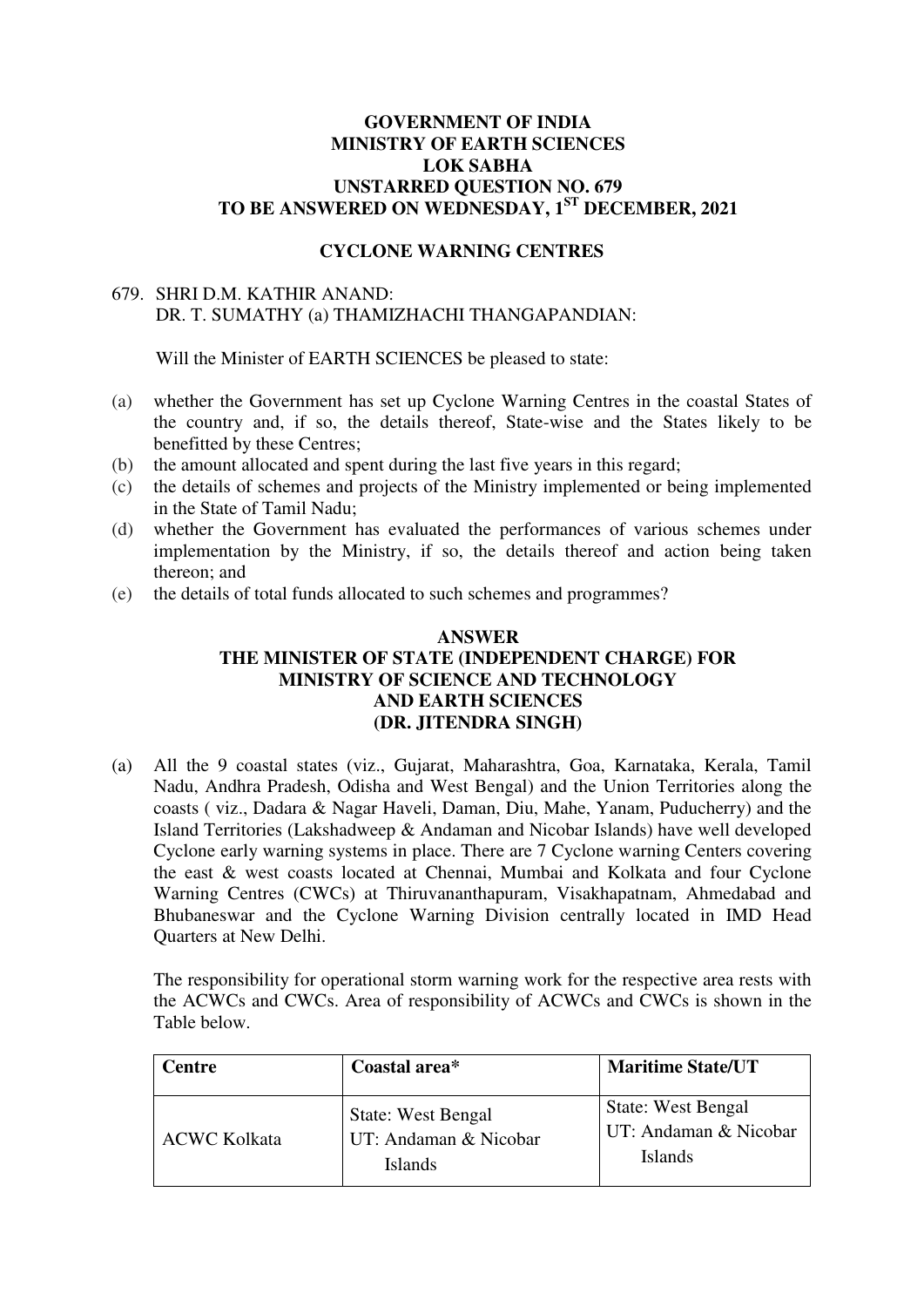**GOVERNMENT OF INDIA**
**MINISTRY OF EARTH SCIENCES**
**LOK SABHA**
**UNSTARRED QUESTION NO. 679**
**TO BE ANSWERED ON WEDNESDAY, 1ST DECEMBER, 2021**

**CYCLONE WARNING CENTRES**

679. SHRI D.M. KATHIR ANAND:
DR. T. SUMATHY (a) THAMIZHACHI THANGAPANDIAN:

Will the Minister of EARTH SCIENCES be pleased to state:

(a) whether the Government has set up Cyclone Warning Centres in the coastal States of the country and, if so, the details thereof, State-wise and the States likely to be benefitted by these Centres;
(b) the amount allocated and spent during the last five years in this regard;
(c) the details of schemes and projects of the Ministry implemented or being implemented in the State of Tamil Nadu;
(d) whether the Government has evaluated the performances of various schemes under implementation by the Ministry, if so, the details thereof and action being taken thereon; and
(e) the details of total funds allocated to such schemes and programmes?

**ANSWER**
**THE MINISTER OF STATE (INDEPENDENT CHARGE) FOR MINISTRY OF SCIENCE AND TECHNOLOGY AND EARTH SCIENCES (DR. JITENDRA SINGH)**

(a) All the 9 coastal states (viz., Gujarat, Maharashtra, Goa, Karnataka, Kerala, Tamil Nadu, Andhra Pradesh, Odisha and West Bengal) and the Union Territories along the coasts ( viz., Dadara & Nagar Haveli, Daman, Diu, Mahe, Yanam, Puducherry) and the Island Territories (Lakshadweep & Andaman and Nicobar Islands) have well developed Cyclone early warning systems in place. There are 7 Cyclone warning Centers covering the east & west coasts located at Chennai, Mumbai and Kolkata and four Cyclone Warning Centres (CWCs) at Thiruvananthapuram, Visakhapatnam, Ahmedabad and Bhubaneswar and the Cyclone Warning Division centrally located in IMD Head Quarters at New Delhi.

The responsibility for operational storm warning work for the respective area rests with the ACWCs and CWCs. Area of responsibility of ACWCs and CWCs is shown in the Table below.

| Centre | Coastal area* | Maritime State/UT |
|---|---|---|
| ACWC Kolkata | State: West Bengal<br>UT: Andaman & Nicobar Islands | State: West Bengal<br>UT: Andaman & Nicobar Islands |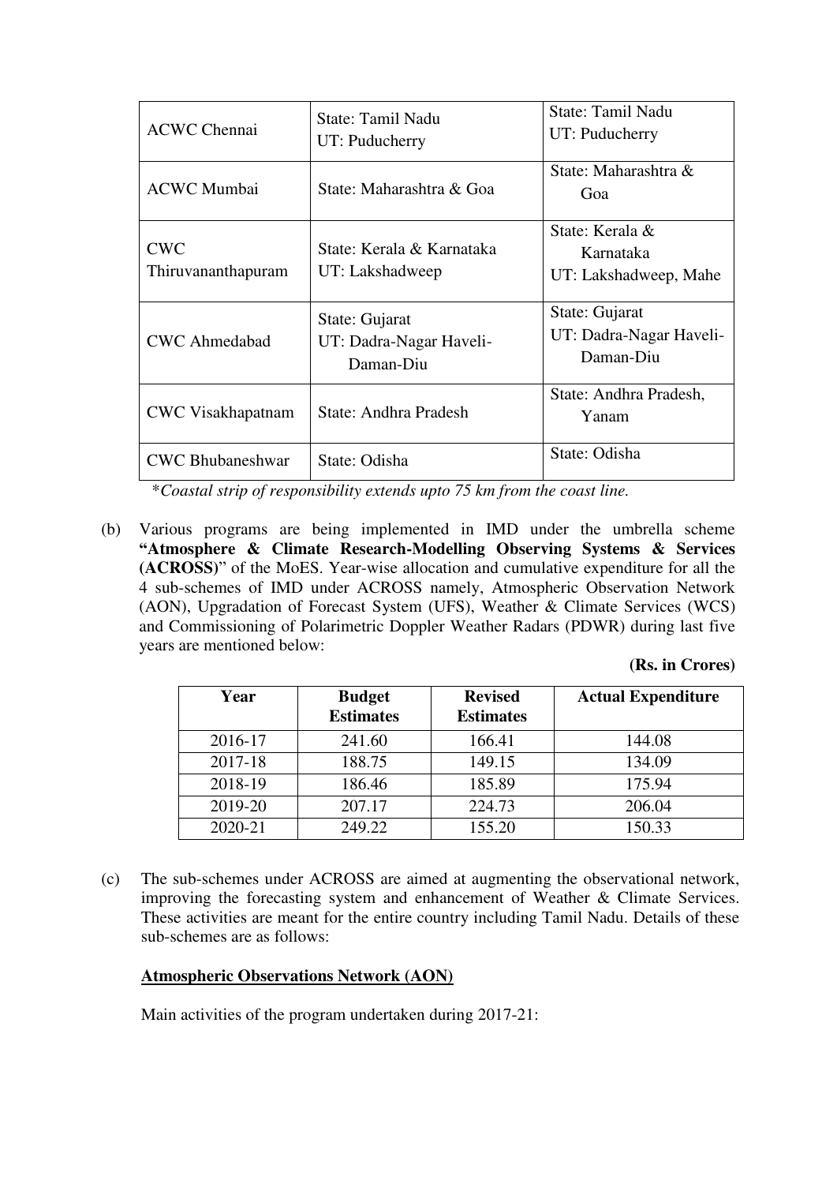| | | |
|---|---|---|
| ACWC Chennai | State: Tamil Nadu<br>UT: Puducherry | State: Tamil Nadu<br>UT: Puducherry |
| ACWC Mumbai | State: Maharashtra & Goa | State: Maharashtra & Goa |
| CWC Thiruvananthapuram | State: Kerala & Karnataka<br>UT: Lakshadweep | State: Kerala & Karnataka<br>UT: Lakshadweep, Mahe |
| CWC Ahmedabad | State: Gujarat<br>UT: Dadra-Nagar Haveli-Daman-Diu | State: Gujarat<br>UT: Dadra-Nagar Haveli-Daman-Diu |
| CWC Visakhapatnam | State: Andhra Pradesh | State: Andhra Pradesh, Yanam |
| CWC Bhubaneshwar | State: Odisha | State: Odisha |

*\*Coastal strip of responsibility extends upto 75 km from the coast line.*

(b) Various programs are being implemented in IMD under the umbrella scheme **"Atmosphere & Climate Research-Modelling Observing Systems & Services (ACROSS)**" of the MoES. Year-wise allocation and cumulative expenditure for all the 4 sub-schemes of IMD under ACROSS namely, Atmospheric Observation Network (AON), Upgradation of Forecast System (UFS), Weather & Climate Services (WCS) and Commissioning of Polarimetric Doppler Weather Radars (PDWR) during last five years are mentioned below:

**(Rs. in Crores)**

| Year | Budget Estimates | Revised Estimates | Actual Expenditure |
|---|---|---|---|
| 2016-17 | 241.60 | 166.41 | 144.08 |
| 2017-18 | 188.75 | 149.15 | 134.09 |
| 2018-19 | 186.46 | 185.89 | 175.94 |
| 2019-20 | 207.17 | 224.73 | 206.04 |
| 2020-21 | 249.22 | 155.20 | 150.33 |

(c) The sub-schemes under ACROSS are aimed at augmenting the observational network, improving the forecasting system and enhancement of Weather & Climate Services. These activities are meant for the entire country including Tamil Nadu. Details of these sub-schemes are as follows:

**<u>Atmospheric Observations Network (AON)</u>**

Main activities of the program undertaken during 2017-21: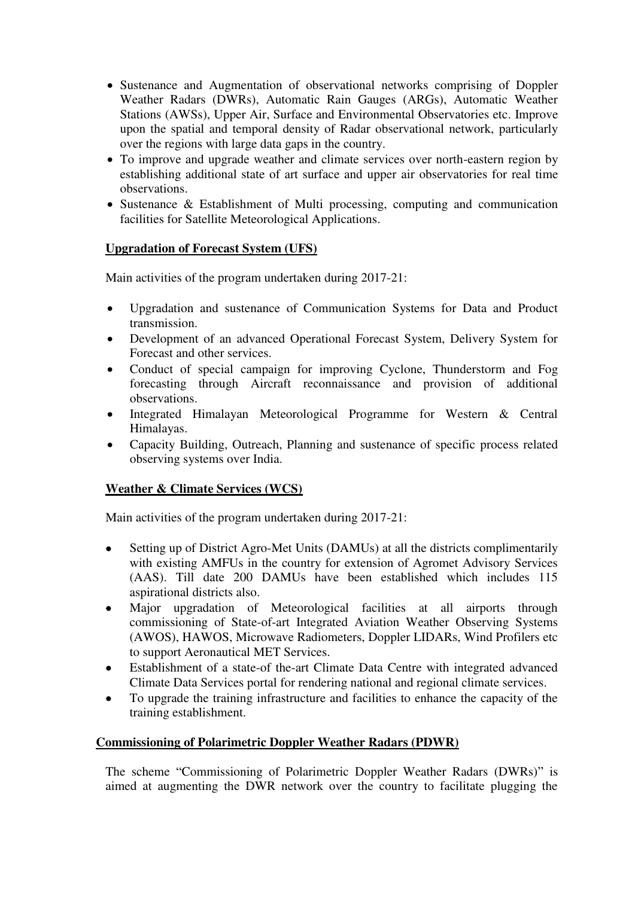- Sustenance and Augmentation of observational networks comprising of Doppler Weather Radars (DWRs), Automatic Rain Gauges (ARGs), Automatic Weather Stations (AWSs), Upper Air, Surface and Environmental Observatories etc. Improve upon the spatial and temporal density of Radar observational network, particularly over the regions with large data gaps in the country.
- To improve and upgrade weather and climate services over north-eastern region by establishing additional state of art surface and upper air observatories for real time observations.
- Sustenance & Establishment of Multi processing, computing and communication facilities for Satellite Meteorological Applications.

**Upgradation of Forecast System (UFS)**

Main activities of the program undertaken during 2017-21:

- Upgradation and sustenance of Communication Systems for Data and Product transmission.
- Development of an advanced Operational Forecast System, Delivery System for Forecast and other services.
- Conduct of special campaign for improving Cyclone, Thunderstorm and Fog forecasting through Aircraft reconnaissance and provision of additional observations.
- Integrated Himalayan Meteorological Programme for Western & Central Himalayas.
- Capacity Building, Outreach, Planning and sustenance of specific process related observing systems over India.

**Weather & Climate Services (WCS)**

Main activities of the program undertaken during 2017-21:

- Setting up of District Agro-Met Units (DAMUs) at all the districts complimentarily with existing AMFUs in the country for extension of Agromet Advisory Services (AAS). Till date 200 DAMUs have been established which includes 115 aspirational districts also.
- Major upgradation of Meteorological facilities at all airports through commissioning of State-of-art Integrated Aviation Weather Observing Systems (AWOS), HAWOS, Microwave Radiometers, Doppler LIDARs, Wind Profilers etc to support Aeronautical MET Services.
- Establishment of a state-of the-art Climate Data Centre with integrated advanced Climate Data Services portal for rendering national and regional climate services.
- To upgrade the training infrastructure and facilities to enhance the capacity of the training establishment.

**Commissioning of Polarimetric Doppler Weather Radars (PDWR)**

The scheme "Commissioning of Polarimetric Doppler Weather Radars (DWRs)" is aimed at augmenting the DWR network over the country to facilitate plugging the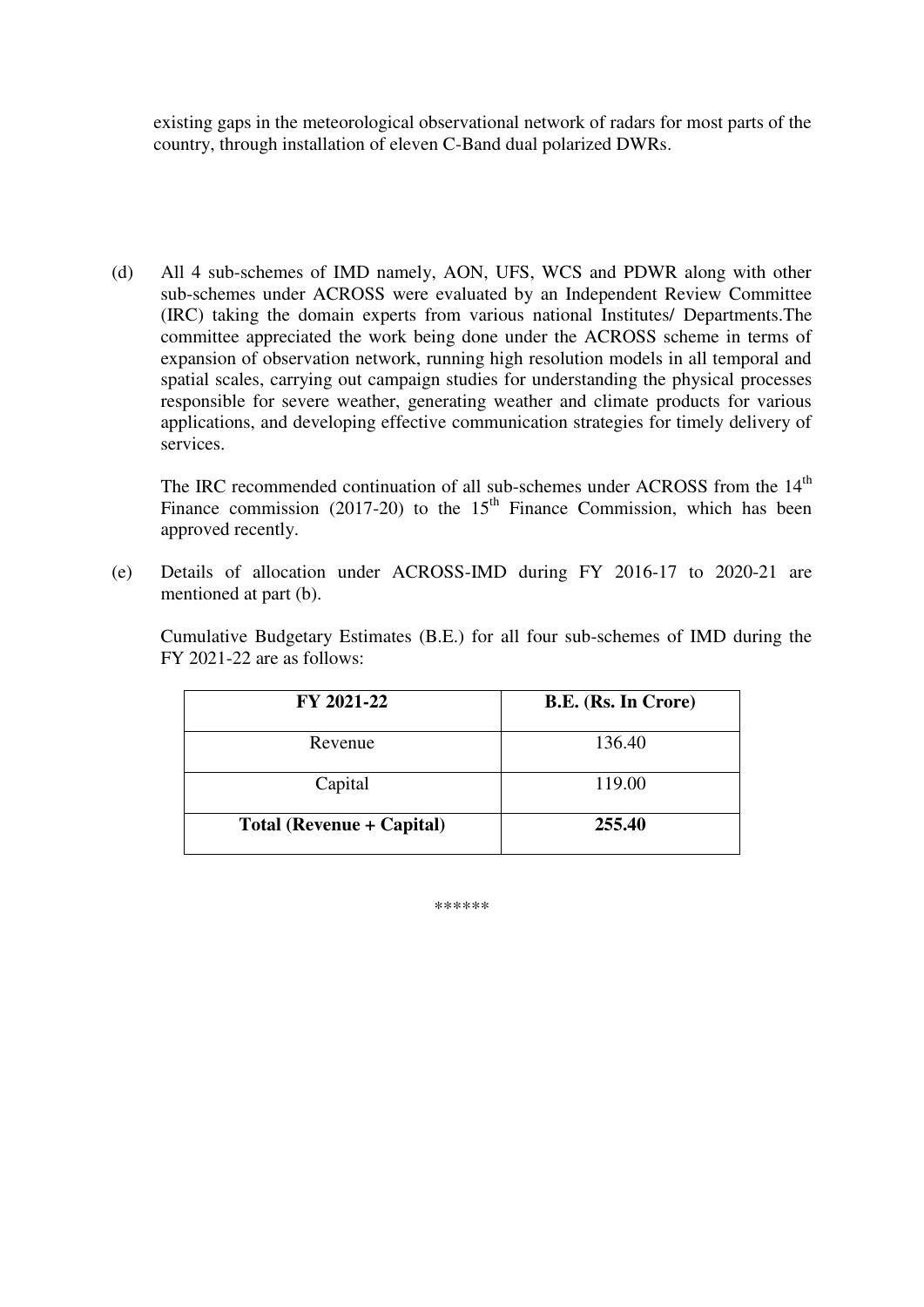existing gaps in the meteorological observational network of radars for most parts of the country, through installation of eleven C-Band dual polarized DWRs.

(d) All 4 sub-schemes of IMD namely, AON, UFS, WCS and PDWR along with other sub-schemes under ACROSS were evaluated by an Independent Review Committee (IRC) taking the domain experts from various national Institutes/ Departments.The committee appreciated the work being done under the ACROSS scheme in terms of expansion of observation network, running high resolution models in all temporal and spatial scales, carrying out campaign studies for understanding the physical processes responsible for severe weather, generating weather and climate products for various applications, and developing effective communication strategies for timely delivery of services.

The IRC recommended continuation of all sub-schemes under ACROSS from the 14th Finance commission (2017-20) to the 15th Finance Commission, which has been approved recently.

(e) Details of allocation under ACROSS-IMD during FY 2016-17 to 2020-21 are mentioned at part (b).

Cumulative Budgetary Estimates (B.E.) for all four sub-schemes of IMD during the FY 2021-22 are as follows:

| **FY 2021-22** | **B.E. (Rs. In Crore)** |
|---|---|
| Revenue | 136.40 |
| Capital | 119.00 |
| **Total (Revenue + Capital)** | **255.40** |

******